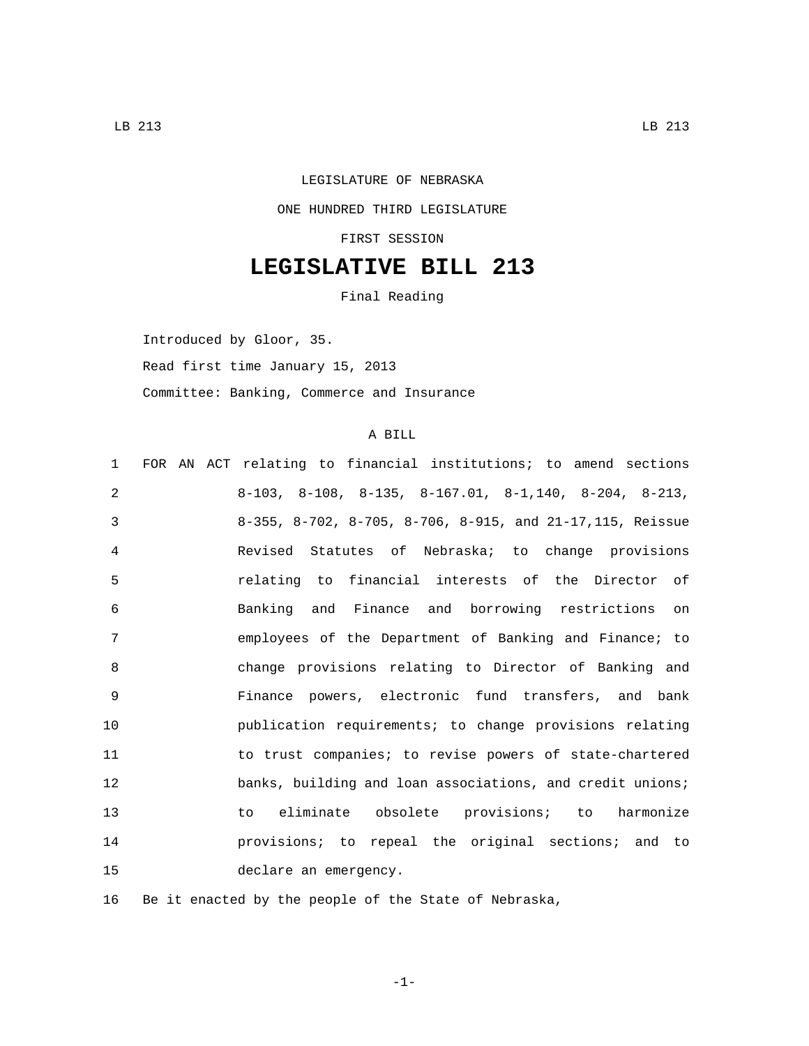LEGISLATURE OF NEBRASKA

ONE HUNDRED THIRD LEGISLATURE

FIRST SESSION

# LEGISLATIVE BILL 213

Final Reading

Introduced by Gloor, 35.

Read first time January 15, 2013

Committee: Banking, Commerce and Insurance

A BILL

1 FOR AN ACT relating to financial institutions; to amend sections
2 8-103, 8-108, 8-135, 8-167.01, 8-1,140, 8-204, 8-213,
3 8-355, 8-702, 8-705, 8-706, 8-915, and 21-17,115, Reissue
4 Revised Statutes of Nebraska; to change provisions
5 relating to financial interests of the Director of
6 Banking and Finance and borrowing restrictions on
7 employees of the Department of Banking and Finance; to
8 change provisions relating to Director of Banking and
9 Finance powers, electronic fund transfers, and bank
10 publication requirements; to change provisions relating
11 to trust companies; to revise powers of state-chartered
12 banks, building and loan associations, and credit unions;
13 to eliminate obsolete provisions; to harmonize
14 provisions; to repeal the original sections; and to
15 declare an emergency.

16 Be it enacted by the people of the State of Nebraska,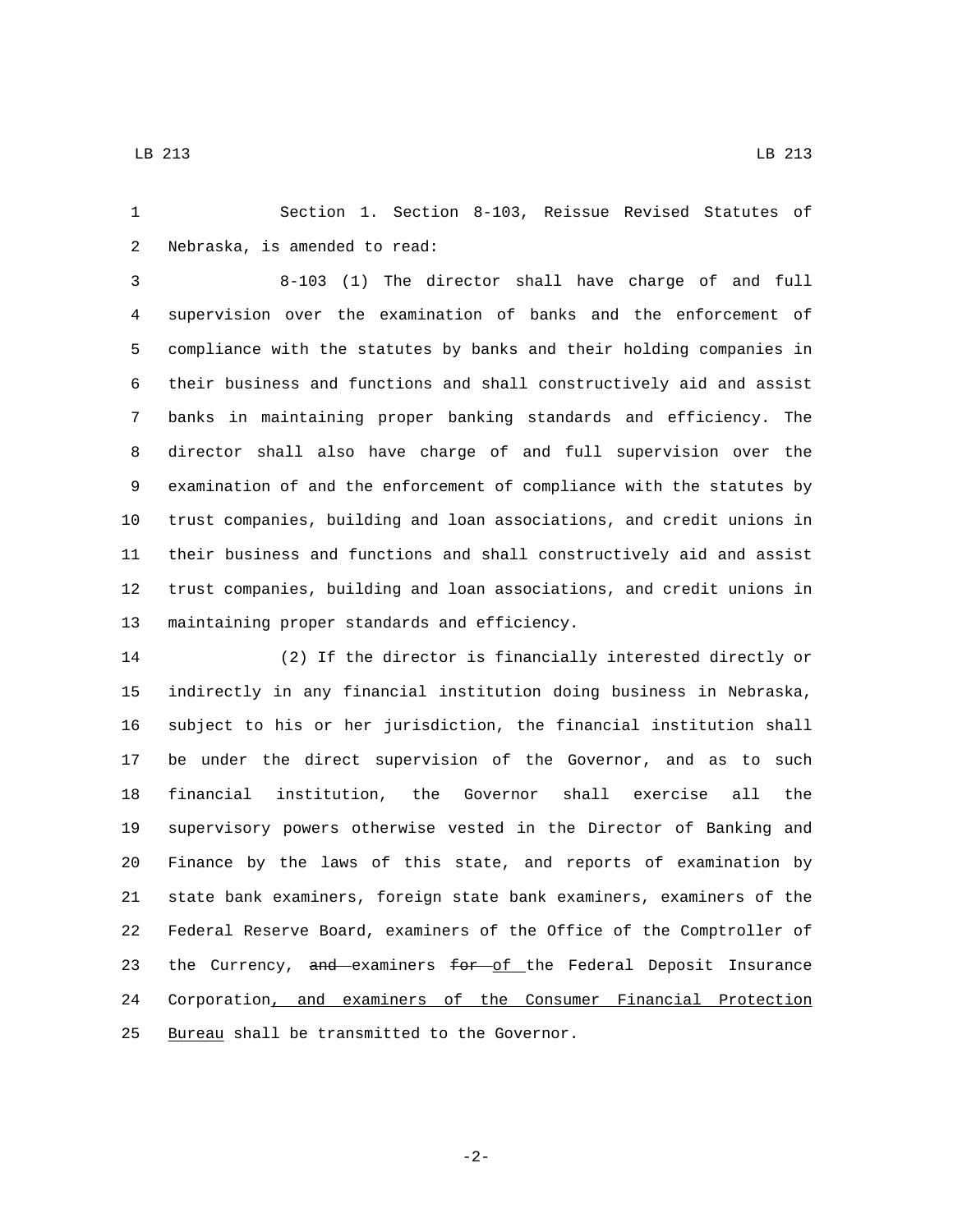Section 1. Section 8-103, Reissue Revised Statutes of Nebraska, is amended to read:

8-103 (1) The director shall have charge of and full supervision over the examination of banks and the enforcement of compliance with the statutes by banks and their holding companies in their business and functions and shall constructively aid and assist banks in maintaining proper banking standards and efficiency. The director shall also have charge of and full supervision over the examination of and the enforcement of compliance with the statutes by trust companies, building and loan associations, and credit unions in their business and functions and shall constructively aid and assist trust companies, building and loan associations, and credit unions in maintaining proper standards and efficiency.

(2) If the director is financially interested directly or indirectly in any financial institution doing business in Nebraska, subject to his or her jurisdiction, the financial institution shall be under the direct supervision of the Governor, and as to such financial institution, the Governor shall exercise all the supervisory powers otherwise vested in the Director of Banking and Finance by the laws of this state, and reports of examination by state bank examiners, foreign state bank examiners, examiners of the Federal Reserve Board, examiners of the Office of the Comptroller of the Currency, ~~and~~ examiners ~~for~~ of the Federal Deposit Insurance Corporation, and examiners of the Consumer Financial Protection Bureau shall be transmitted to the Governor.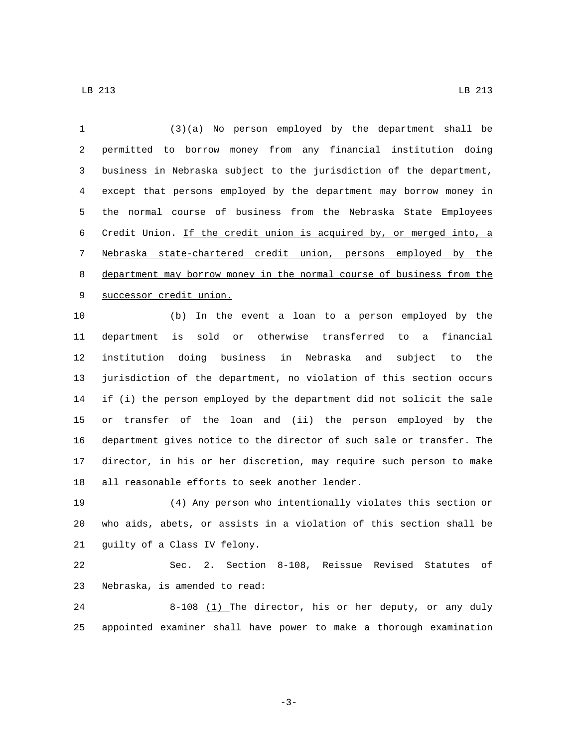(3)(a) No person employed by the department shall be permitted to borrow money from any financial institution doing business in Nebraska subject to the jurisdiction of the department, except that persons employed by the department may borrow money in the normal course of business from the Nebraska State Employees Credit Union. If the credit union is acquired by, or merged into, a Nebraska state-chartered credit union, persons employed by the department may borrow money in the normal course of business from the successor credit union.

(b) In the event a loan to a person employed by the department is sold or otherwise transferred to a financial institution doing business in Nebraska and subject to the jurisdiction of the department, no violation of this section occurs if (i) the person employed by the department did not solicit the sale or transfer of the loan and (ii) the person employed by the department gives notice to the director of such sale or transfer. The director, in his or her discretion, may require such person to make all reasonable efforts to seek another lender.

(4) Any person who intentionally violates this section or who aids, abets, or assists in a violation of this section shall be guilty of a Class IV felony.

Sec. 2. Section 8-108, Reissue Revised Statutes of Nebraska, is amended to read:

8-108 (1) The director, his or her deputy, or any duly appointed examiner shall have power to make a thorough examination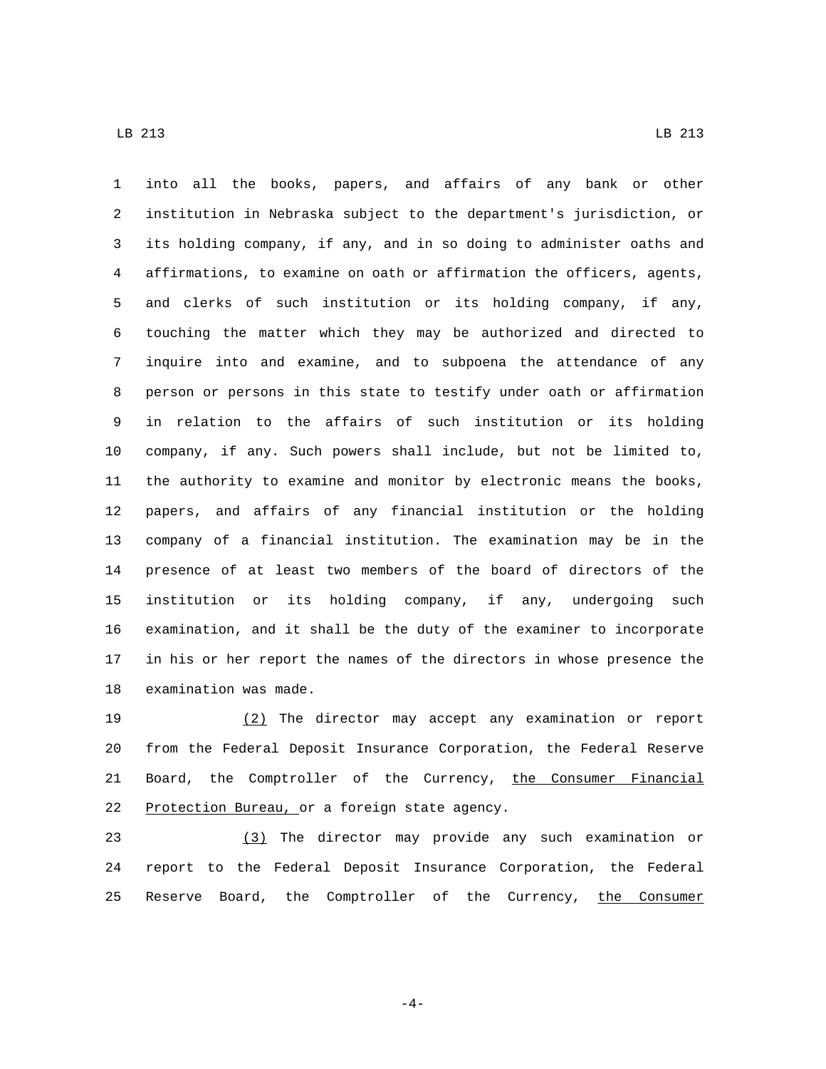into all the books, papers, and affairs of any bank or other institution in Nebraska subject to the department's jurisdiction, or its holding company, if any, and in so doing to administer oaths and affirmations, to examine on oath or affirmation the officers, agents, and clerks of such institution or its holding company, if any, touching the matter which they may be authorized and directed to inquire into and examine, and to subpoena the attendance of any person or persons in this state to testify under oath or affirmation in relation to the affairs of such institution or its holding company, if any. Such powers shall include, but not be limited to, the authority to examine and monitor by electronic means the books, papers, and affairs of any financial institution or the holding company of a financial institution. The examination may be in the presence of at least two members of the board of directors of the institution or its holding company, if any, undergoing such examination, and it shall be the duty of the examiner to incorporate in his or her report the names of the directors in whose presence the examination was made.

(2) The director may accept any examination or report from the Federal Deposit Insurance Corporation, the Federal Reserve Board, the Comptroller of the Currency, the Consumer Financial Protection Bureau, or a foreign state agency.

(3) The director may provide any such examination or report to the Federal Deposit Insurance Corporation, the Federal Reserve Board, the Comptroller of the Currency, the Consumer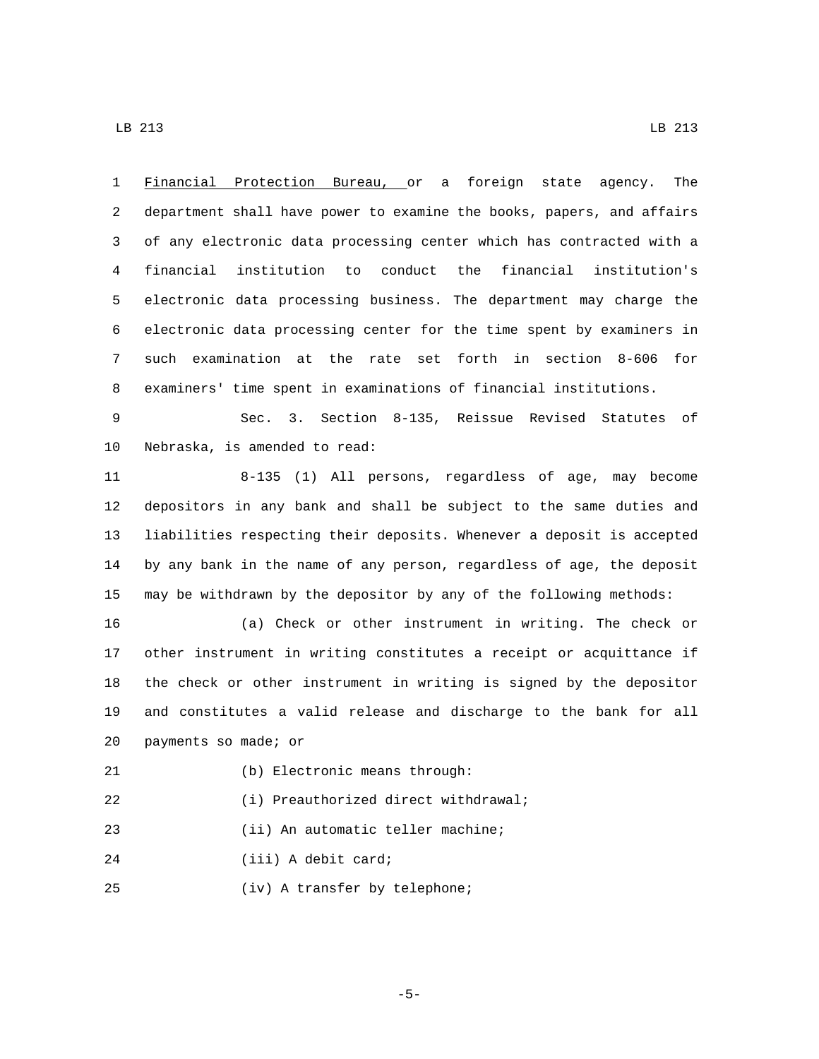Financial Protection Bureau, or a foreign state agency. The department shall have power to examine the books, papers, and affairs of any electronic data processing center which has contracted with a financial institution to conduct the financial institution's electronic data processing business. The department may charge the electronic data processing center for the time spent by examiners in such examination at the rate set forth in section 8-606 for examiners' time spent in examinations of financial institutions.

Sec. 3. Section 8-135, Reissue Revised Statutes of Nebraska, is amended to read:

8-135 (1) All persons, regardless of age, may become depositors in any bank and shall be subject to the same duties and liabilities respecting their deposits. Whenever a deposit is accepted by any bank in the name of any person, regardless of age, the deposit may be withdrawn by the depositor by any of the following methods:

(a) Check or other instrument in writing. The check or other instrument in writing constitutes a receipt or acquittance if the check or other instrument in writing is signed by the depositor and constitutes a valid release and discharge to the bank for all payments so made; or

(b) Electronic means through:

(i) Preauthorized direct withdrawal;

(ii) An automatic teller machine;

(iii) A debit card;

(iv) A transfer by telephone;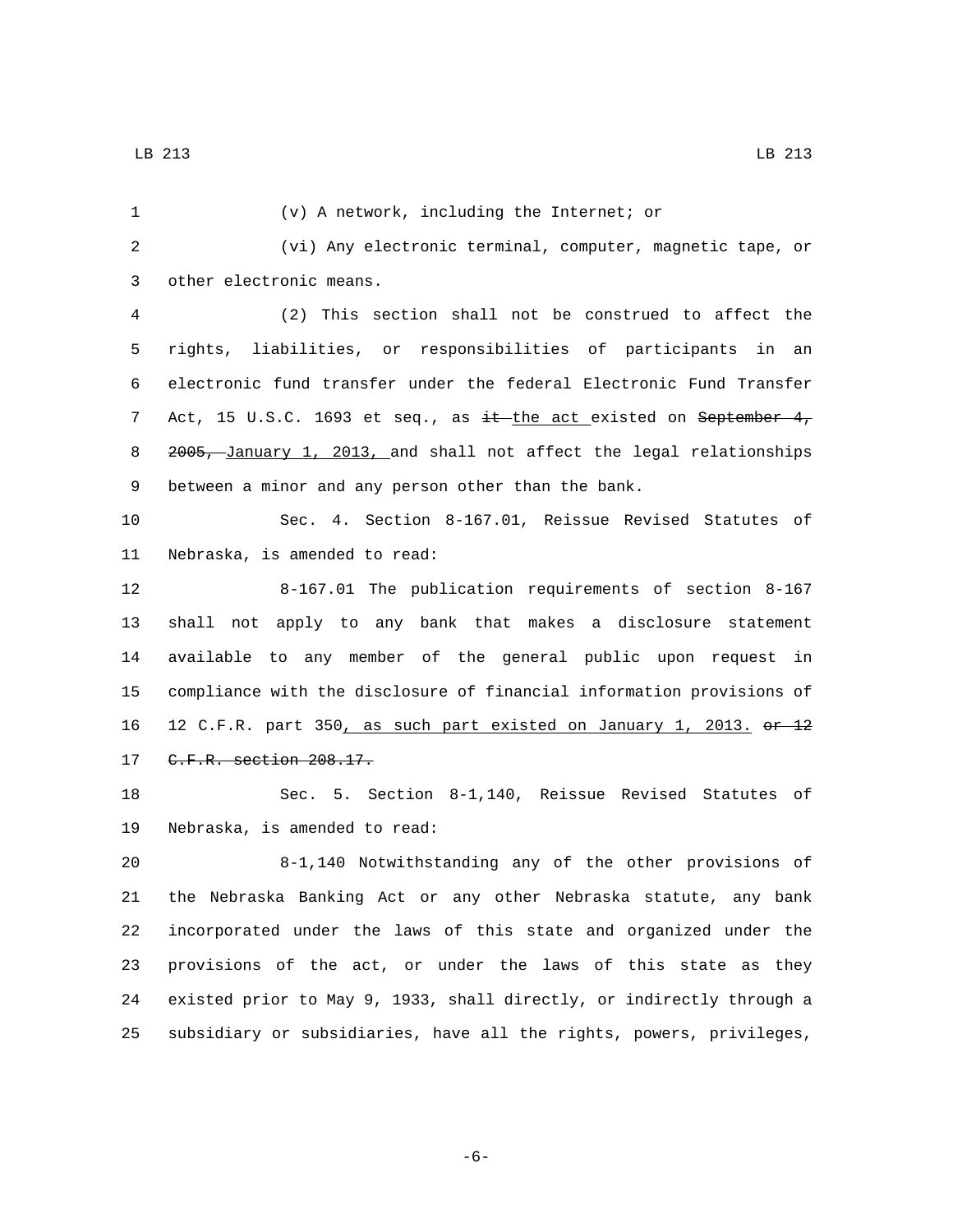(v) A network, including the Internet; or

(vi) Any electronic terminal, computer, magnetic tape, or other electronic means.

(2) This section shall not be construed to affect the rights, liabilities, or responsibilities of participants in an electronic fund transfer under the federal Electronic Fund Transfer Act, 15 U.S.C. 1693 et seq., as ~~it~~ the act existed on ~~September 4, 2005,~~ January 1, 2013, and shall not affect the legal relationships between a minor and any person other than the bank.

Sec. 4. Section 8-167.01, Reissue Revised Statutes of Nebraska, is amended to read:

8-167.01 The publication requirements of section 8-167 shall not apply to any bank that makes a disclosure statement available to any member of the general public upon request in compliance with the disclosure of financial information provisions of 12 C.F.R. part 350, as such part existed on January 1, 2013. ~~or 12 C.F.R. section 208.17.~~

Sec. 5. Section 8-1,140, Reissue Revised Statutes of Nebraska, is amended to read:

8-1,140 Notwithstanding any of the other provisions of the Nebraska Banking Act or any other Nebraska statute, any bank incorporated under the laws of this state and organized under the provisions of the act, or under the laws of this state as they existed prior to May 9, 1933, shall directly, or indirectly through a subsidiary or subsidiaries, have all the rights, powers, privileges,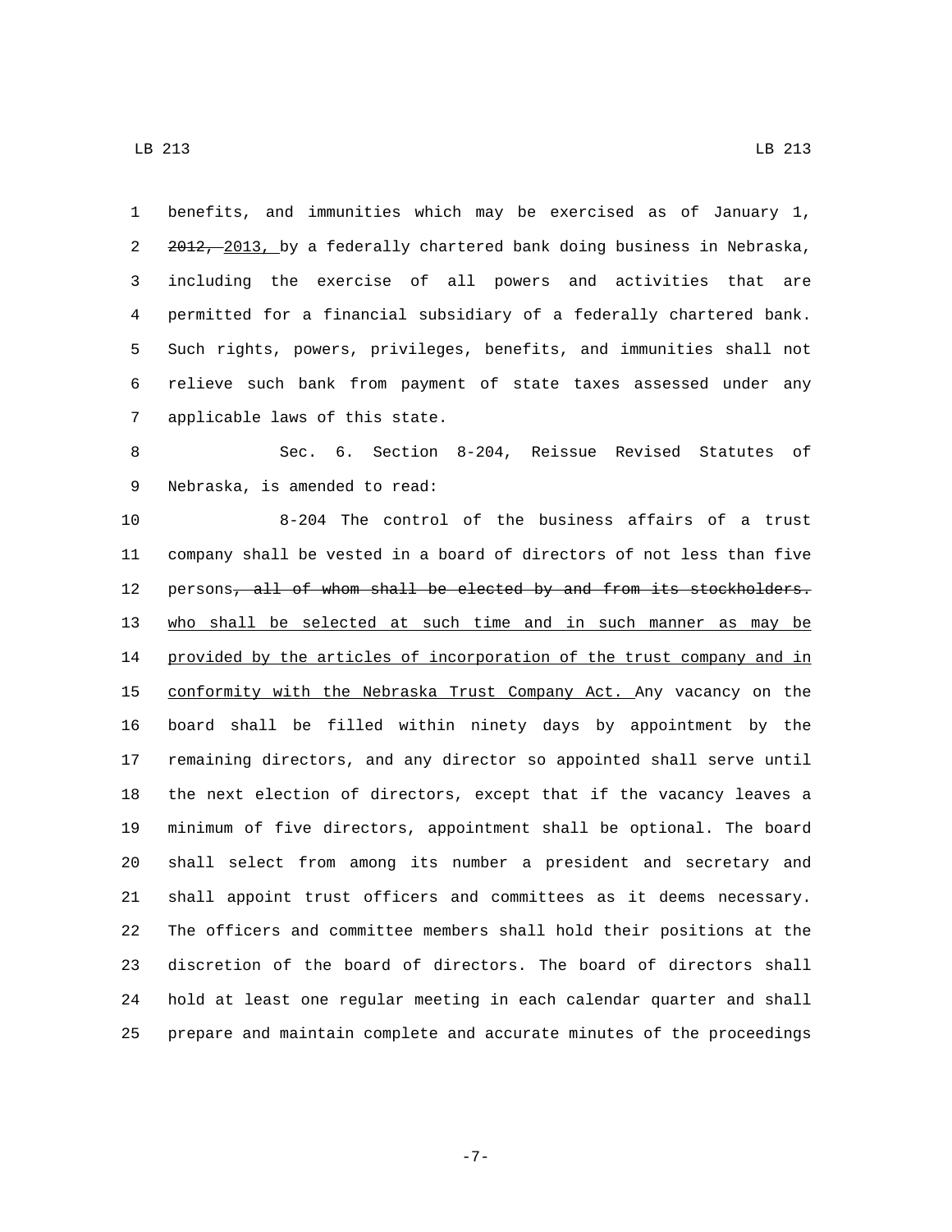benefits, and immunities which may be exercised as of January 1, ~~2012,~~ <u>2013,</u> by a federally chartered bank doing business in Nebraska, including the exercise of all powers and activities that are permitted for a financial subsidiary of a federally chartered bank. Such rights, powers, privileges, benefits, and immunities shall not relieve such bank from payment of state taxes assessed under any applicable laws of this state.

Sec. 6. Section 8-204, Reissue Revised Statutes of Nebraska, is amended to read:

8-204 The control of the business affairs of a trust company shall be vested in a board of directors of not less than five persons~~, all of whom shall be elected by and from its stockholders.~~ <u>who shall be selected at such time and in such manner as may be provided by the articles of incorporation of the trust company and in conformity with the Nebraska Trust Company Act.</u> Any vacancy on the board shall be filled within ninety days by appointment by the remaining directors, and any director so appointed shall serve until the next election of directors, except that if the vacancy leaves a minimum of five directors, appointment shall be optional. The board shall select from among its number a president and secretary and shall appoint trust officers and committees as it deems necessary. The officers and committee members shall hold their positions at the discretion of the board of directors. The board of directors shall hold at least one regular meeting in each calendar quarter and shall prepare and maintain complete and accurate minutes of the proceedings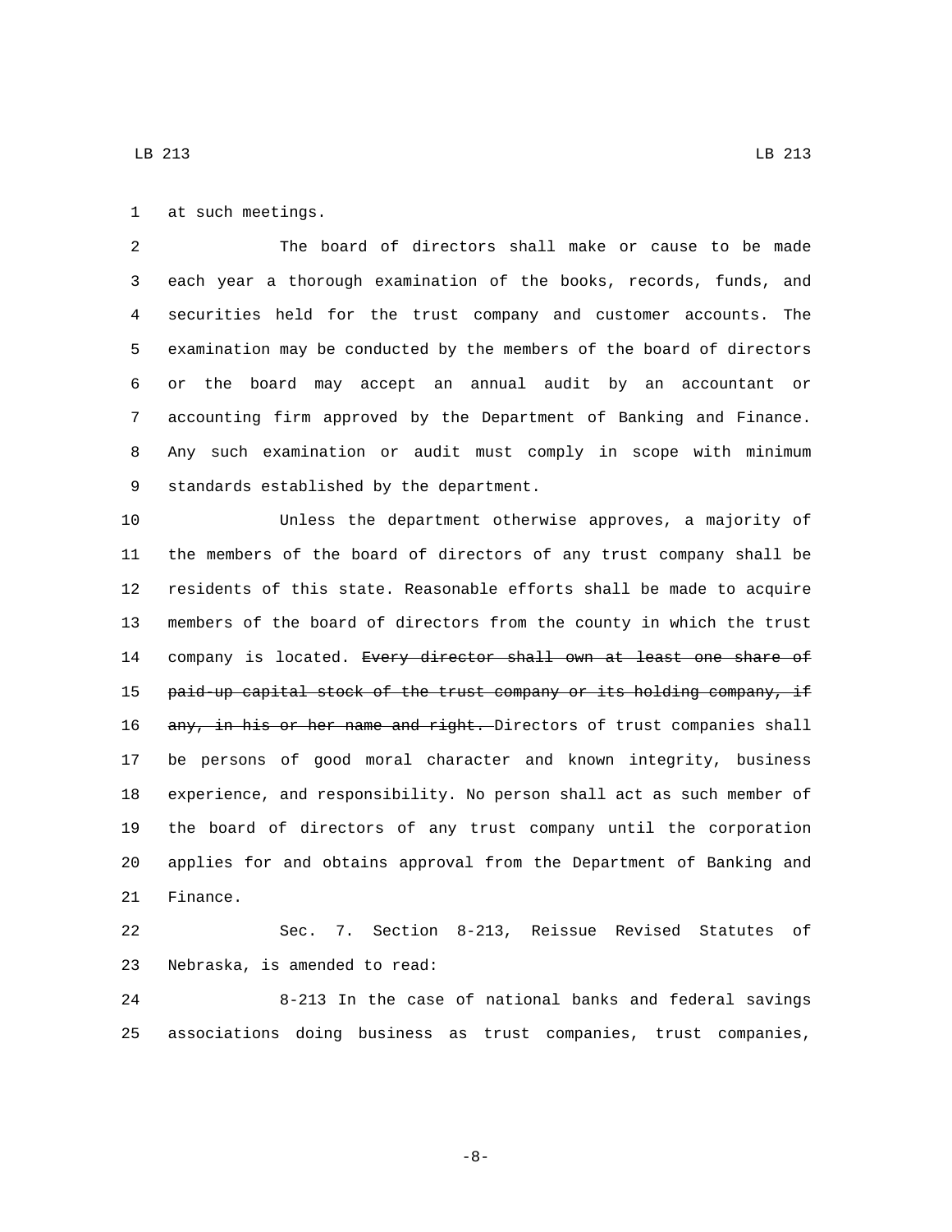at such meetings.

The board of directors shall make or cause to be made each year a thorough examination of the books, records, funds, and securities held for the trust company and customer accounts. The examination may be conducted by the members of the board of directors or the board may accept an annual audit by an accountant or accounting firm approved by the Department of Banking and Finance. Any such examination or audit must comply in scope with minimum standards established by the department.

Unless the department otherwise approves, a majority of the members of the board of directors of any trust company shall be residents of this state. Reasonable efforts shall be made to acquire members of the board of directors from the county in which the trust company is located. ~~Every director shall own at least one share of paid-up capital stock of the trust company or its holding company, if any, in his or her name and right.~~ Directors of trust companies shall be persons of good moral character and known integrity, business experience, and responsibility. No person shall act as such member of the board of directors of any trust company until the corporation applies for and obtains approval from the Department of Banking and Finance.

Sec. 7. Section 8-213, Reissue Revised Statutes of Nebraska, is amended to read:

8-213 In the case of national banks and federal savings associations doing business as trust companies, trust companies,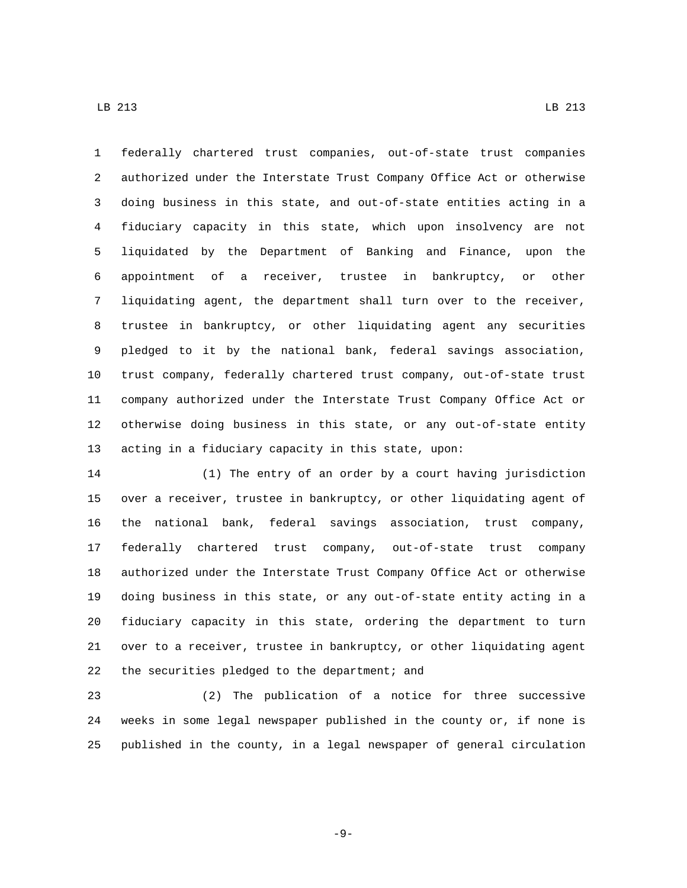federally chartered trust companies, out-of-state trust companies authorized under the Interstate Trust Company Office Act or otherwise doing business in this state, and out-of-state entities acting in a fiduciary capacity in this state, which upon insolvency are not liquidated by the Department of Banking and Finance, upon the appointment of a receiver, trustee in bankruptcy, or other liquidating agent, the department shall turn over to the receiver, trustee in bankruptcy, or other liquidating agent any securities pledged to it by the national bank, federal savings association, trust company, federally chartered trust company, out-of-state trust company authorized under the Interstate Trust Company Office Act or otherwise doing business in this state, or any out-of-state entity acting in a fiduciary capacity in this state, upon:

(1) The entry of an order by a court having jurisdiction over a receiver, trustee in bankruptcy, or other liquidating agent of the national bank, federal savings association, trust company, federally chartered trust company, out-of-state trust company authorized under the Interstate Trust Company Office Act or otherwise doing business in this state, or any out-of-state entity acting in a fiduciary capacity in this state, ordering the department to turn over to a receiver, trustee in bankruptcy, or other liquidating agent the securities pledged to the department; and

(2) The publication of a notice for three successive weeks in some legal newspaper published in the county or, if none is published in the county, in a legal newspaper of general circulation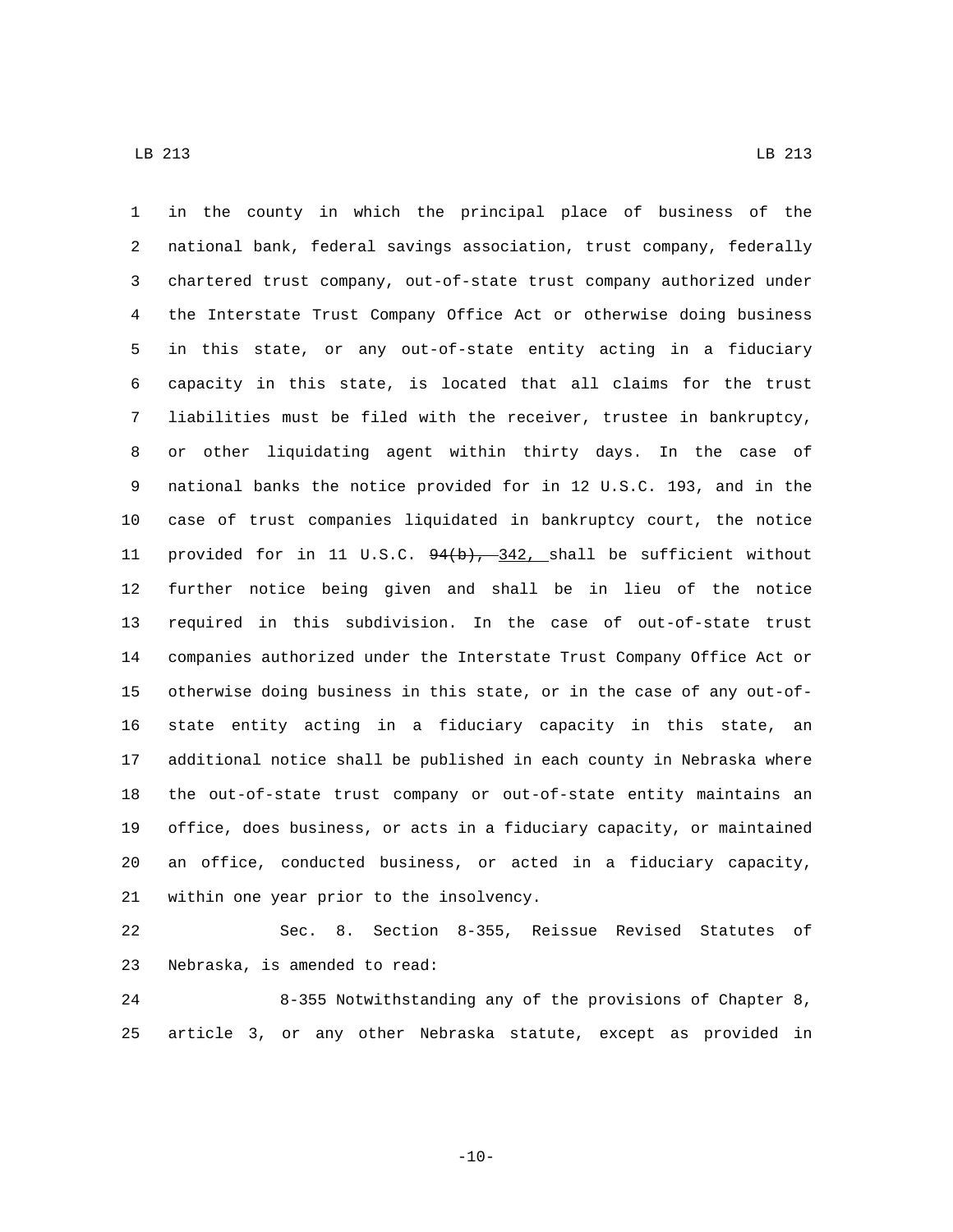in the county in which the principal place of business of the national bank, federal savings association, trust company, federally chartered trust company, out-of-state trust company authorized under the Interstate Trust Company Office Act or otherwise doing business in this state, or any out-of-state entity acting in a fiduciary capacity in this state, is located that all claims for the trust liabilities must be filed with the receiver, trustee in bankruptcy, or other liquidating agent within thirty days. In the case of national banks the notice provided for in 12 U.S.C. 193, and in the case of trust companies liquidated in bankruptcy court, the notice provided for in 11 U.S.C. ~~94(b),~~ 342, shall be sufficient without further notice being given and shall be in lieu of the notice required in this subdivision. In the case of out-of-state trust companies authorized under the Interstate Trust Company Office Act or otherwise doing business in this state, or in the case of any out-of-state entity acting in a fiduciary capacity in this state, an additional notice shall be published in each county in Nebraska where the out-of-state trust company or out-of-state entity maintains an office, does business, or acts in a fiduciary capacity, or maintained an office, conducted business, or acted in a fiduciary capacity, within one year prior to the insolvency.

Sec. 8. Section 8-355, Reissue Revised Statutes of Nebraska, is amended to read:

8-355 Notwithstanding any of the provisions of Chapter 8, article 3, or any other Nebraska statute, except as provided in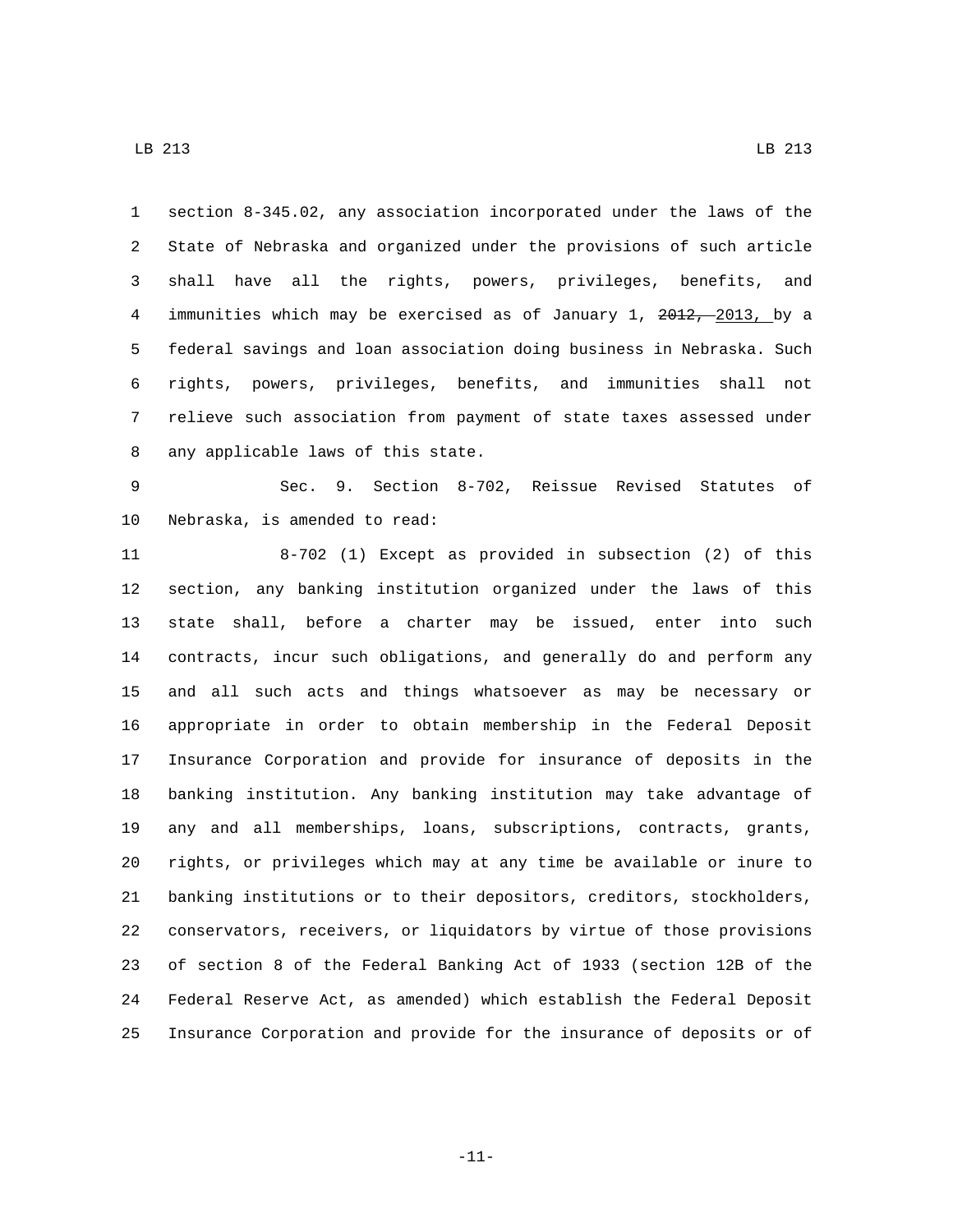section 8-345.02, any association incorporated under the laws of the State of Nebraska and organized under the provisions of such article shall have all the rights, powers, privileges, benefits, and immunities which may be exercised as of January 1, ~~2012,~~ 2013, by a federal savings and loan association doing business in Nebraska. Such rights, powers, privileges, benefits, and immunities shall not relieve such association from payment of state taxes assessed under any applicable laws of this state.

Sec. 9. Section 8-702, Reissue Revised Statutes of Nebraska, is amended to read:

8-702 (1) Except as provided in subsection (2) of this section, any banking institution organized under the laws of this state shall, before a charter may be issued, enter into such contracts, incur such obligations, and generally do and perform any and all such acts and things whatsoever as may be necessary or appropriate in order to obtain membership in the Federal Deposit Insurance Corporation and provide for insurance of deposits in the banking institution. Any banking institution may take advantage of any and all memberships, loans, subscriptions, contracts, grants, rights, or privileges which may at any time be available or inure to banking institutions or to their depositors, creditors, stockholders, conservators, receivers, or liquidators by virtue of those provisions of section 8 of the Federal Banking Act of 1933 (section 12B of the Federal Reserve Act, as amended) which establish the Federal Deposit Insurance Corporation and provide for the insurance of deposits or of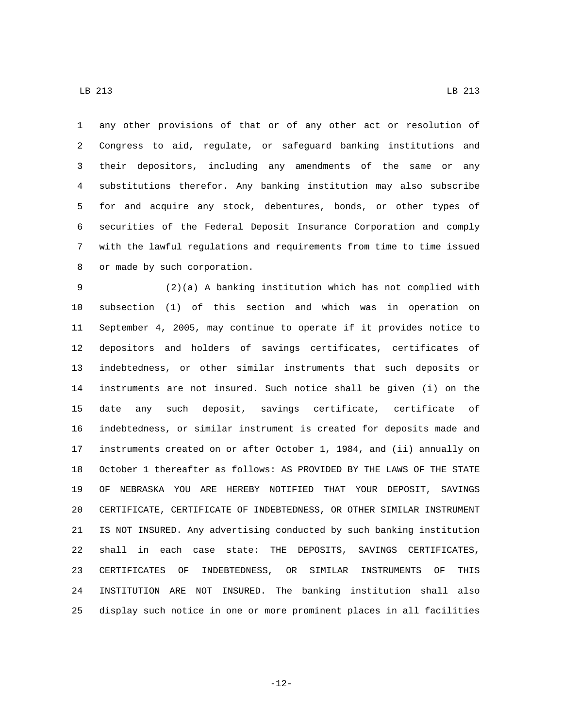any other provisions of that or of any other act or resolution of Congress to aid, regulate, or safeguard banking institutions and their depositors, including any amendments of the same or any substitutions therefor. Any banking institution may also subscribe for and acquire any stock, debentures, bonds, or other types of securities of the Federal Deposit Insurance Corporation and comply with the lawful regulations and requirements from time to time issued or made by such corporation.

(2)(a) A banking institution which has not complied with subsection (1) of this section and which was in operation on September 4, 2005, may continue to operate if it provides notice to depositors and holders of savings certificates, certificates of indebtedness, or other similar instruments that such deposits or instruments are not insured. Such notice shall be given (i) on the date any such deposit, savings certificate, certificate of indebtedness, or similar instrument is created for deposits made and instruments created on or after October 1, 1984, and (ii) annually on October 1 thereafter as follows: AS PROVIDED BY THE LAWS OF THE STATE OF NEBRASKA YOU ARE HEREBY NOTIFIED THAT YOUR DEPOSIT, SAVINGS CERTIFICATE, CERTIFICATE OF INDEBTEDNESS, OR OTHER SIMILAR INSTRUMENT IS NOT INSURED. Any advertising conducted by such banking institution shall in each case state: THE DEPOSITS, SAVINGS CERTIFICATES, CERTIFICATES OF INDEBTEDNESS, OR SIMILAR INSTRUMENTS OF THIS INSTITUTION ARE NOT INSURED. The banking institution shall also display such notice in one or more prominent places in all facilities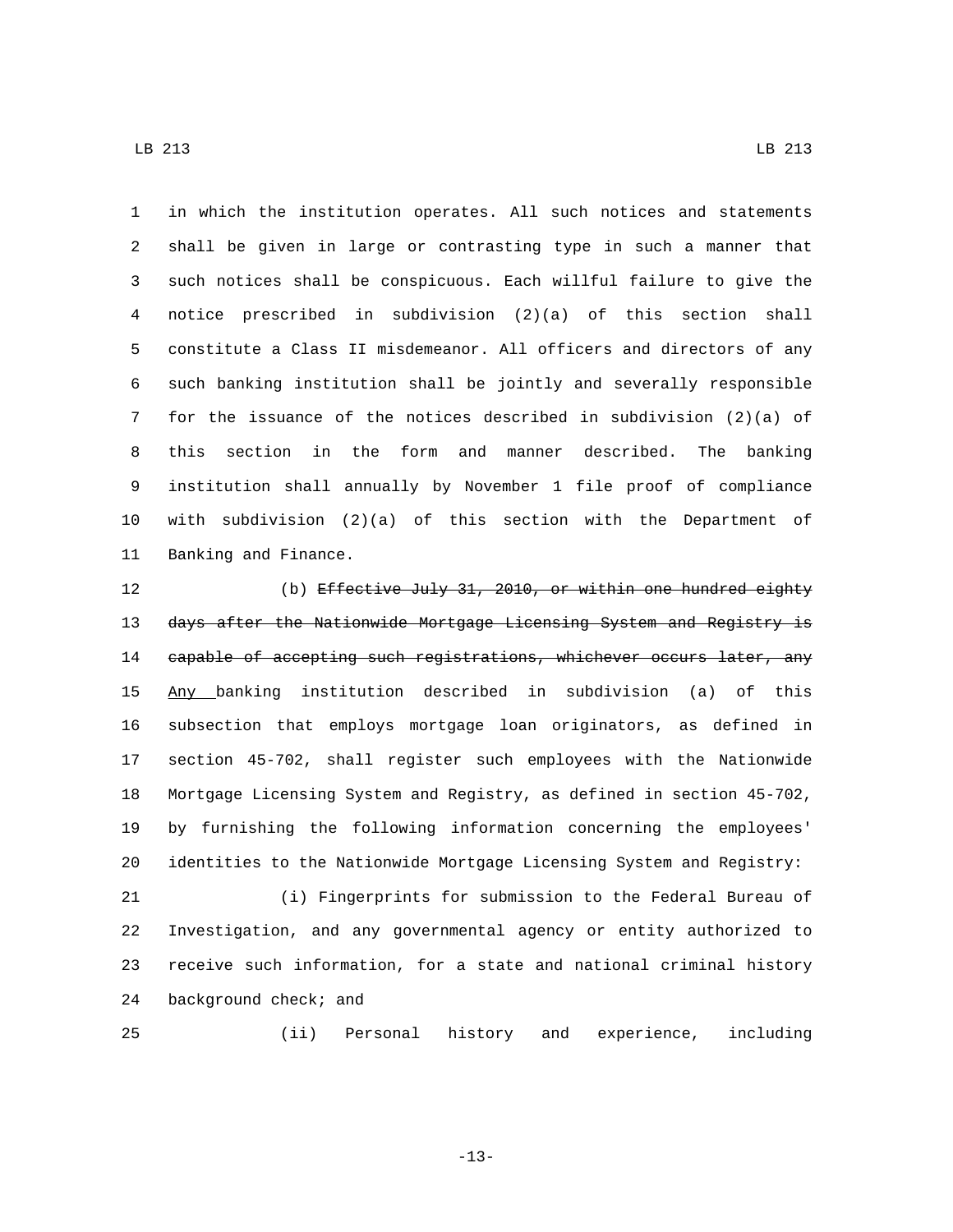in which the institution operates. All such notices and statements shall be given in large or contrasting type in such a manner that such notices shall be conspicuous. Each willful failure to give the notice prescribed in subdivision (2)(a) of this section shall constitute a Class II misdemeanor. All officers and directors of any such banking institution shall be jointly and severally responsible for the issuance of the notices described in subdivision (2)(a) of this section in the form and manner described. The banking institution shall annually by November 1 file proof of compliance with subdivision (2)(a) of this section with the Department of Banking and Finance.

(b) ~~Effective July 31, 2010, or within one hundred eighty days after the Nationwide Mortgage Licensing System and Registry is capable of accepting such registrations, whichever occurs later, any~~ Any banking institution described in subdivision (a) of this subsection that employs mortgage loan originators, as defined in section 45-702, shall register such employees with the Nationwide Mortgage Licensing System and Registry, as defined in section 45-702, by furnishing the following information concerning the employees' identities to the Nationwide Mortgage Licensing System and Registry:

(i) Fingerprints for submission to the Federal Bureau of Investigation, and any governmental agency or entity authorized to receive such information, for a state and national criminal history background check; and

(ii) Personal history and experience, including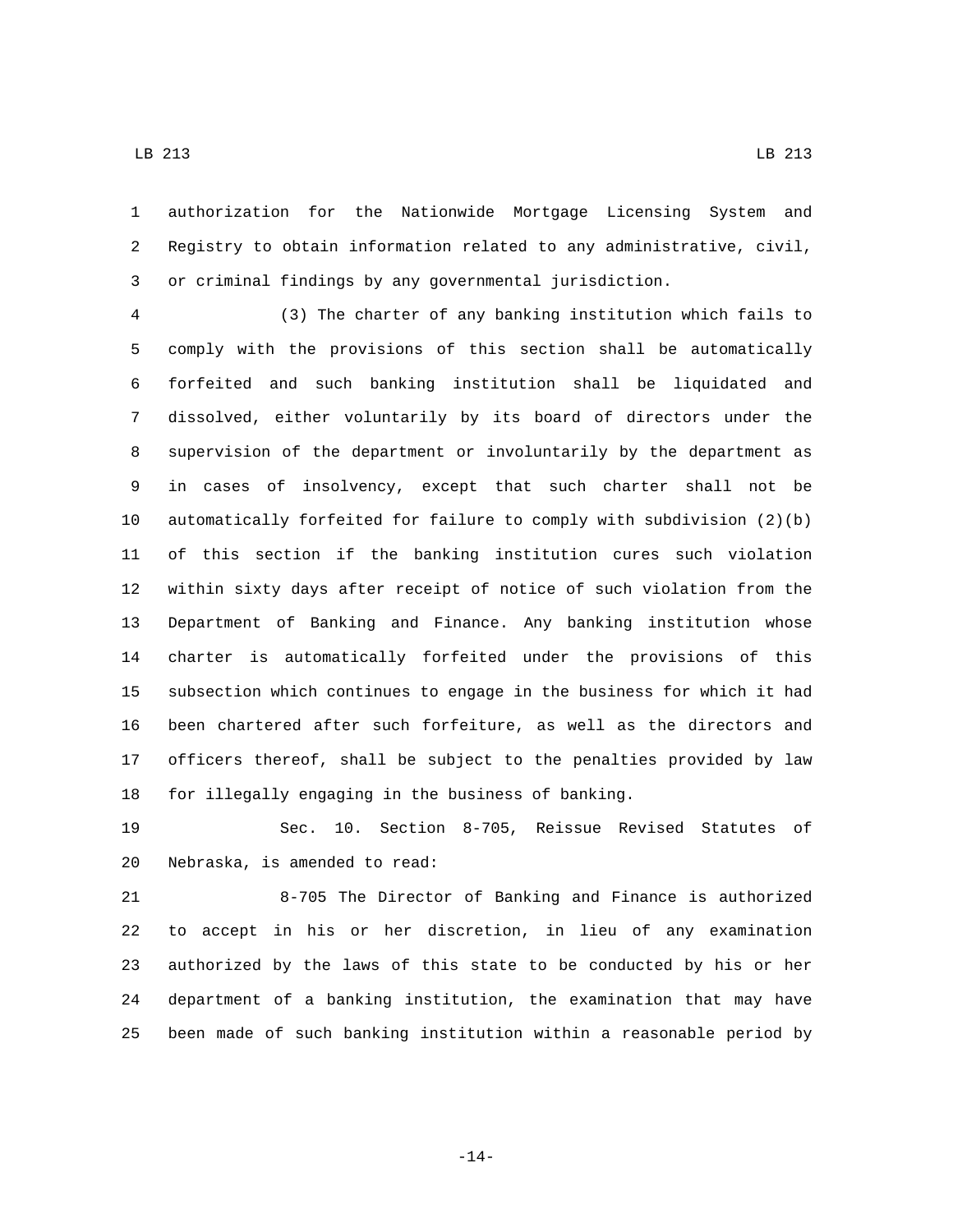authorization for the Nationwide Mortgage Licensing System and Registry to obtain information related to any administrative, civil, or criminal findings by any governmental jurisdiction.

(3) The charter of any banking institution which fails to comply with the provisions of this section shall be automatically forfeited and such banking institution shall be liquidated and dissolved, either voluntarily by its board of directors under the supervision of the department or involuntarily by the department as in cases of insolvency, except that such charter shall not be automatically forfeited for failure to comply with subdivision (2)(b) of this section if the banking institution cures such violation within sixty days after receipt of notice of such violation from the Department of Banking and Finance. Any banking institution whose charter is automatically forfeited under the provisions of this subsection which continues to engage in the business for which it had been chartered after such forfeiture, as well as the directors and officers thereof, shall be subject to the penalties provided by law for illegally engaging in the business of banking.

Sec. 10. Section 8-705, Reissue Revised Statutes of Nebraska, is amended to read:

8-705 The Director of Banking and Finance is authorized to accept in his or her discretion, in lieu of any examination authorized by the laws of this state to be conducted by his or her department of a banking institution, the examination that may have been made of such banking institution within a reasonable period by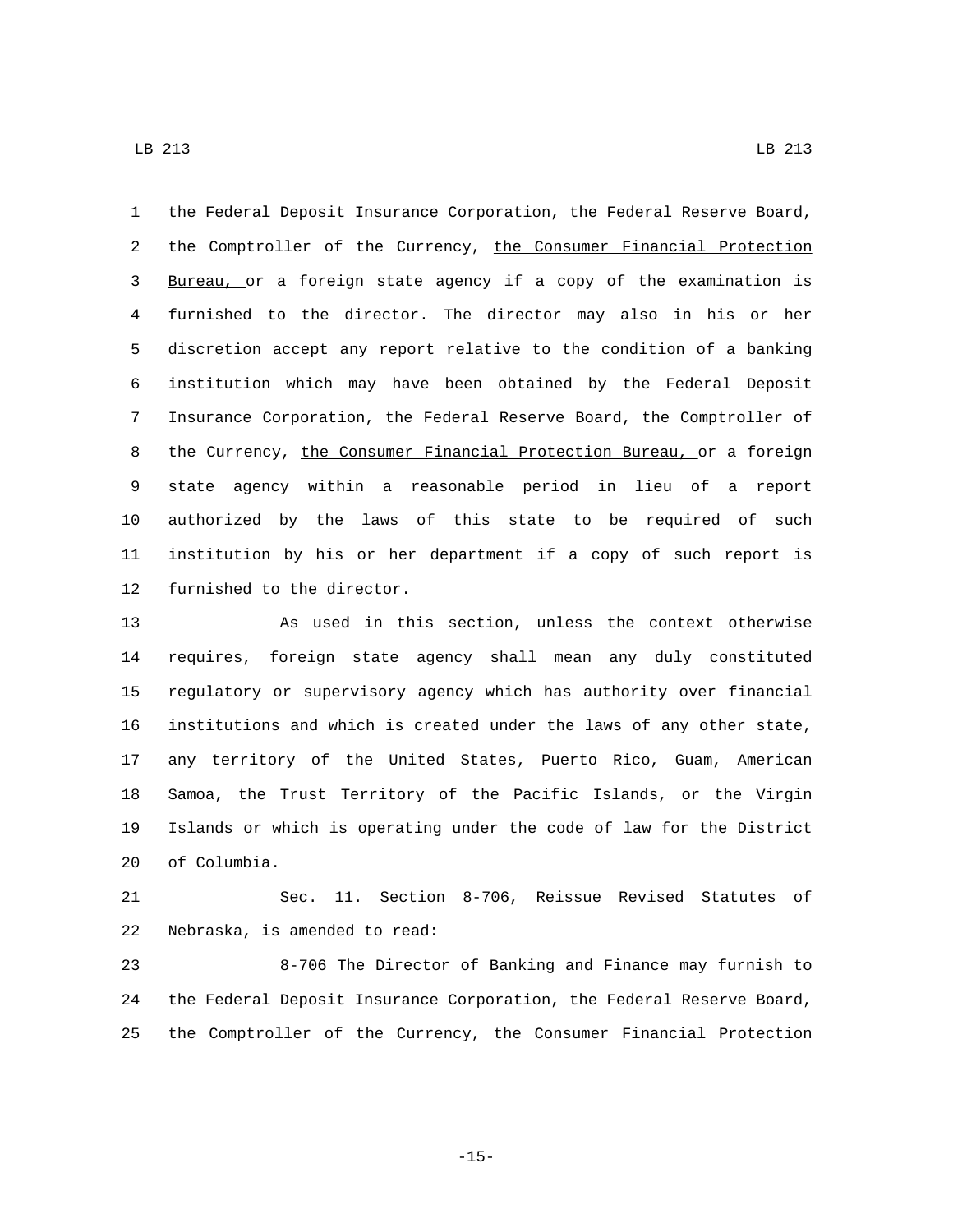the Federal Deposit Insurance Corporation, the Federal Reserve Board, the Comptroller of the Currency, the Consumer Financial Protection Bureau, or a foreign state agency if a copy of the examination is furnished to the director. The director may also in his or her discretion accept any report relative to the condition of a banking institution which may have been obtained by the Federal Deposit Insurance Corporation, the Federal Reserve Board, the Comptroller of the Currency, the Consumer Financial Protection Bureau, or a foreign state agency within a reasonable period in lieu of a report authorized by the laws of this state to be required of such institution by his or her department if a copy of such report is furnished to the director.

As used in this section, unless the context otherwise requires, foreign state agency shall mean any duly constituted regulatory or supervisory agency which has authority over financial institutions and which is created under the laws of any other state, any territory of the United States, Puerto Rico, Guam, American Samoa, the Trust Territory of the Pacific Islands, or the Virgin Islands or which is operating under the code of law for the District of Columbia.

Sec. 11. Section 8-706, Reissue Revised Statutes of Nebraska, is amended to read:

8-706 The Director of Banking and Finance may furnish to the Federal Deposit Insurance Corporation, the Federal Reserve Board, the Comptroller of the Currency, the Consumer Financial Protection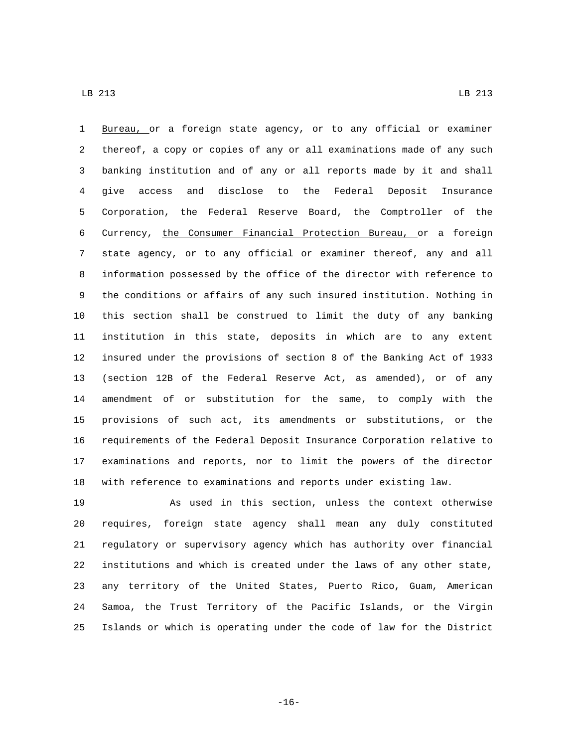Bureau, or a foreign state agency, or to any official or examiner thereof, a copy or copies of any or all examinations made of any such banking institution and of any or all reports made by it and shall give access and disclose to the Federal Deposit Insurance Corporation, the Federal Reserve Board, the Comptroller of the Currency, the Consumer Financial Protection Bureau, or a foreign state agency, or to any official or examiner thereof, any and all information possessed by the office of the director with reference to the conditions or affairs of any such insured institution. Nothing in this section shall be construed to limit the duty of any banking institution in this state, deposits in which are to any extent insured under the provisions of section 8 of the Banking Act of 1933 (section 12B of the Federal Reserve Act, as amended), or of any amendment of or substitution for the same, to comply with the provisions of such act, its amendments or substitutions, or the requirements of the Federal Deposit Insurance Corporation relative to examinations and reports, nor to limit the powers of the director with reference to examinations and reports under existing law.

As used in this section, unless the context otherwise requires, foreign state agency shall mean any duly constituted regulatory or supervisory agency which has authority over financial institutions and which is created under the laws of any other state, any territory of the United States, Puerto Rico, Guam, American Samoa, the Trust Territory of the Pacific Islands, or the Virgin Islands or which is operating under the code of law for the District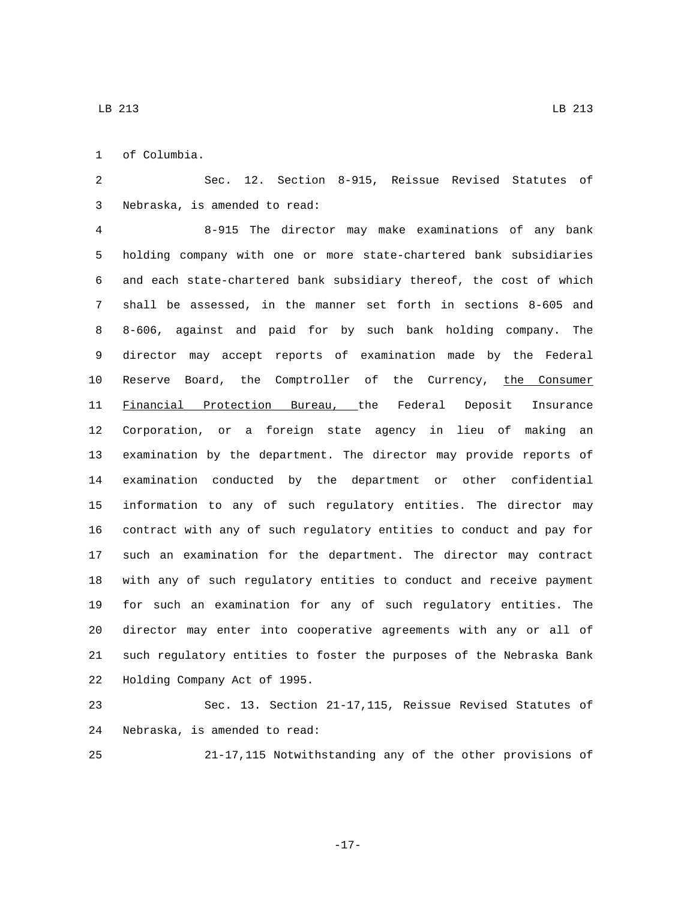of Columbia.

Sec. 12. Section 8-915, Reissue Revised Statutes of Nebraska, is amended to read:

8-915 The director may make examinations of any bank holding company with one or more state-chartered bank subsidiaries and each state-chartered bank subsidiary thereof, the cost of which shall be assessed, in the manner set forth in sections 8-605 and 8-606, against and paid for by such bank holding company. The director may accept reports of examination made by the Federal Reserve Board, the Comptroller of the Currency, <u>the Consumer Financial Protection Bureau,</u> the Federal Deposit Insurance Corporation, or a foreign state agency in lieu of making an examination by the department. The director may provide reports of examination conducted by the department or other confidential information to any of such regulatory entities. The director may contract with any of such regulatory entities to conduct and pay for such an examination for the department. The director may contract with any of such regulatory entities to conduct and receive payment for such an examination for any of such regulatory entities. The director may enter into cooperative agreements with any or all of such regulatory entities to foster the purposes of the Nebraska Bank Holding Company Act of 1995.

Sec. 13. Section 21-17,115, Reissue Revised Statutes of Nebraska, is amended to read:

21-17,115 Notwithstanding any of the other provisions of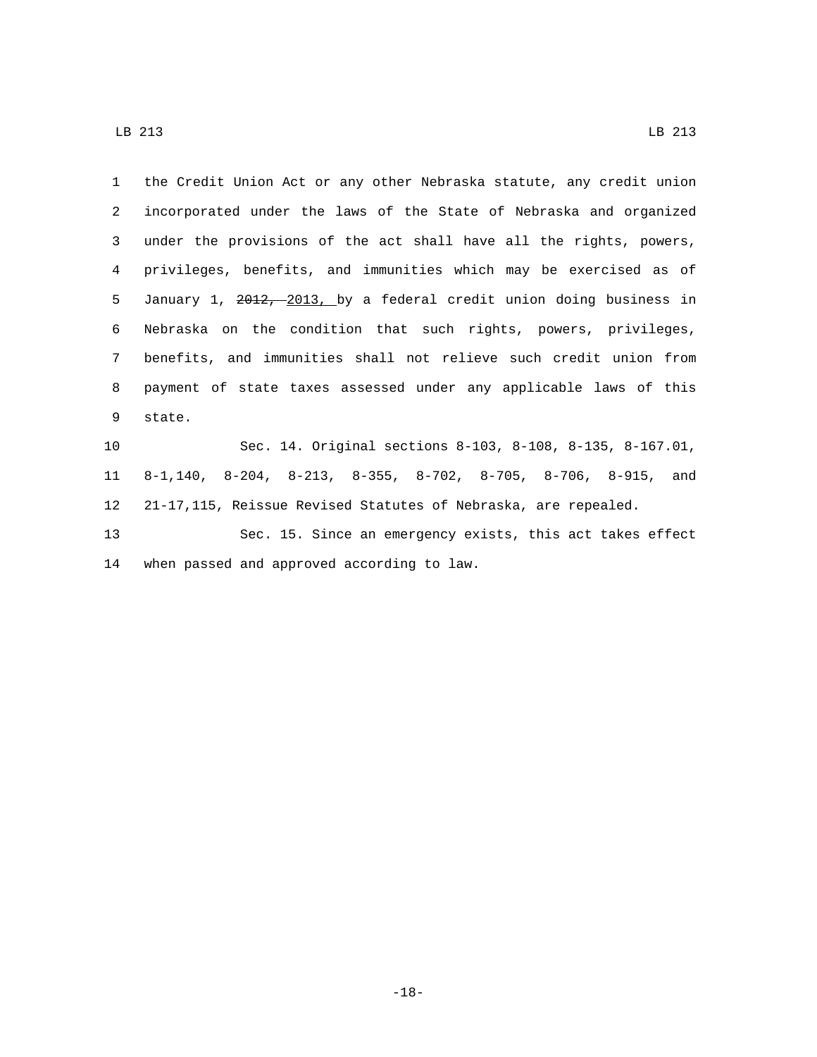the Credit Union Act or any other Nebraska statute, any credit union incorporated under the laws of the State of Nebraska and organized under the provisions of the act shall have all the rights, powers, privileges, benefits, and immunities which may be exercised as of January 1, ~~2012,~~ 2013, by a federal credit union doing business in Nebraska on the condition that such rights, powers, privileges, benefits, and immunities shall not relieve such credit union from payment of state taxes assessed under any applicable laws of this state.

Sec. 14. Original sections 8-103, 8-108, 8-135, 8-167.01, 8-1,140, 8-204, 8-213, 8-355, 8-702, 8-705, 8-706, 8-915, and 21-17,115, Reissue Revised Statutes of Nebraska, are repealed.

Sec. 15. Since an emergency exists, this act takes effect when passed and approved according to law.